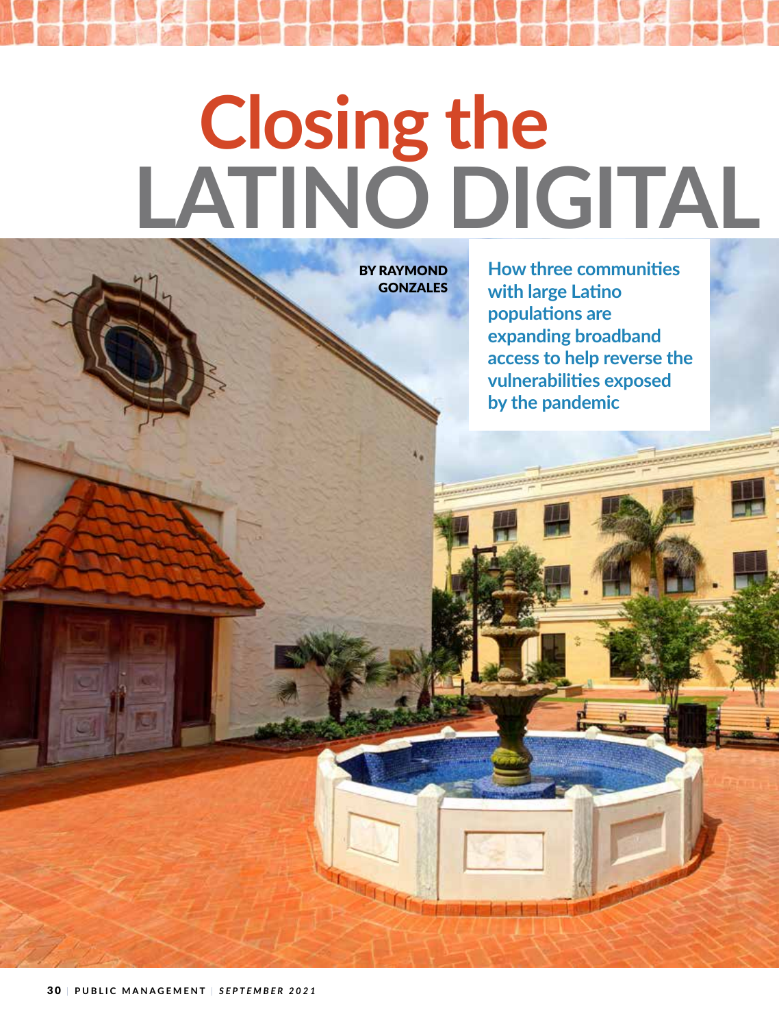# Closing the LATINO DIGITAL

BY RAYMOND GONZALES

**How three communities with large Latino populations are expanding broadband access to help reverse the vulnerabilities exposed by the pandemic**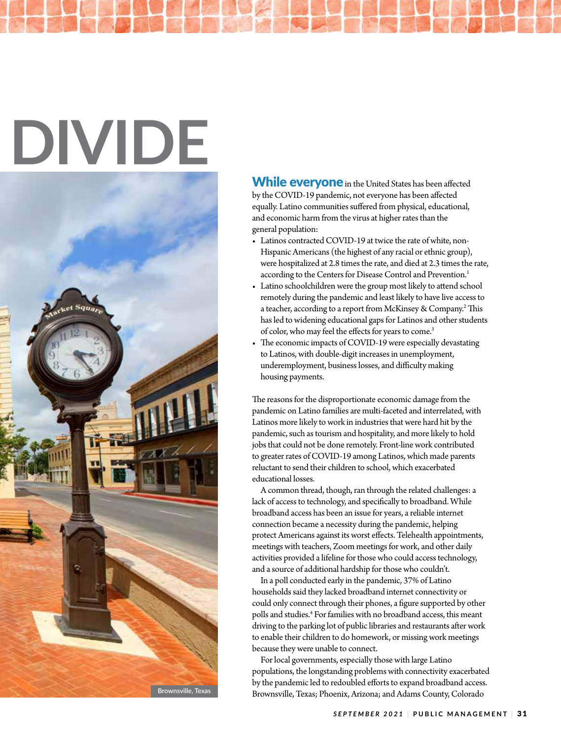# DIVIDE

Brownsville, Texas

**While everyone** in the United States has been affected by the COVID-19 pandemic, not everyone has been affected equally. Latino communities suffered from physical, educational, and economic harm from the virus at higher rates than the general population:

- Latinos contracted COVID-19 at twice the rate of white, non-Hispanic Americans (the highest of any racial or ethnic group), were hospitalized at 2.8 times the rate, and died at 2.3 times the rate, according to the Centers for Disease Control and Prevention.[1]
- Latino schoolchildren were the group most likely to attend school remotely during the pandemic and least likely to have live access to a teacher, according to a report from McKinsey & Company.[2] This has led to widening educational gaps for Latinos and other students of color, who may feel the effects for years to come.[3]
- The economic impacts of COVID-19 were especially devastating to Latinos, with double-digit increases in unemployment, underemployment, business losses, and difficulty making housing payments.

The reasons for the disproportionate economic damage from the pandemic on Latino families are multi-faceted and interrelated, with Latinos more likely to work in industries that were hard hit by the pandemic, such as tourism and hospitality, and more likely to hold jobs that could not be done remotely. Front-line work contributed to greater rates of COVID-19 among Latinos, which made parents reluctant to send their children to school, which exacerbated educational losses.

A common thread, though, ran through the related challenges: a lack of access to technology, and specifically to broadband. While broadband access has been an issue for years, a reliable internet connection became a necessity during the pandemic, helping protect Americans against its worst effects. Telehealth appointments, meetings with teachers, Zoom meetings for work, and other daily activities provided a lifeline for those who could access technology, and a source of additional hardship for those who couldn't.

In a poll conducted early in the pandemic, 37% of Latino households said they lacked broadband internet connectivity or could only connect through their phones, a figure supported by other polls and studies.[4] For families with no broadband access, this meant driving to the parking lot of public libraries and restaurants after work to enable their children to do homework, or missing work meetings because they were unable to connect.

For local governments, especially those with large Latino populations, the longstanding problems with connectivity exacerbated by the pandemic led to redoubled efforts to expand broadband access. Brownsville, Texas; Phoenix, Arizona; and Adams County, Colorado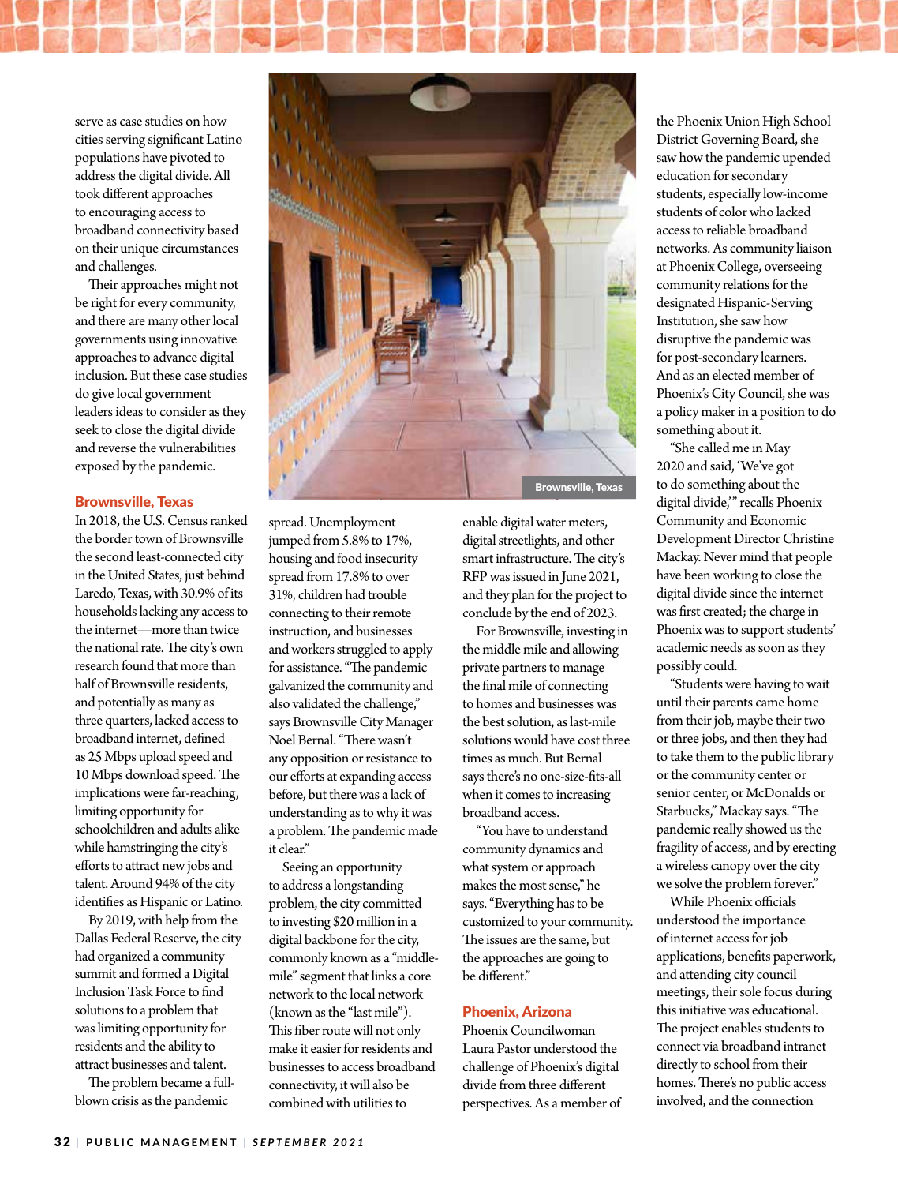serve as case studies on how cities serving significant Latino populations have pivoted to address the digital divide. All took different approaches to encouraging access to broadband connectivity based on their unique circumstances and challenges.

Their approaches might not be right for every community, and there are many other local governments using innovative approaches to advance digital inclusion. But these case studies do give local government leaders ideas to consider as they seek to close the digital divide and reverse the vulnerabilities exposed by the pandemic.

## Brownsville, Texas

In 2018, the U.S. Census ranked the border town of Brownsville the second least-connected city in the United States, just behind Laredo, Texas, with 30.9% of its households lacking any access to the internet—more than twice the national rate. The city's own research found that more than half of Brownsville residents, and potentially as many as three quarters, lacked access to broadband internet, defined as 25 Mbps upload speed and 10 Mbps download speed. The implications were far-reaching, limiting opportunity for schoolchildren and adults alike while hamstringing the city's efforts to attract new jobs and talent. Around 94% of the city identifies as Hispanic or Latino.

By 2019, with help from the Dallas Federal Reserve, the city had organized a community summit and formed a Digital Inclusion Task Force to find solutions to a problem that was limiting opportunity for residents and the ability to attract businesses and talent.

The problem became a full-blown crisis as the pandemic spread. Unemployment jumped from 5.8% to 17%, housing and food insecurity spread from 17.8% to over 31%, children had trouble connecting to their remote instruction, and businesses and workers struggled to apply for assistance. "The pandemic galvanized the community and also validated the challenge," says Brownsville City Manager Noel Bernal. "There wasn't any opposition or resistance to our efforts at expanding access before, but there was a lack of understanding as to why it was a problem. The pandemic made it clear."

Seeing an opportunity to address a longstanding problem, the city committed to investing $20 million in a digital backbone for the city, commonly known as a "middle-mile" segment that links a core network to the local network (known as the "last mile"). This fiber route will not only make it easier for residents and businesses to access broadband connectivity, it will also be combined with utilities to enable digital water meters, digital streetlights, and other smart infrastructure. The city's RFP was issued in June 2021, and they plan for the project to conclude by the end of 2023.

For Brownsville, investing in the middle mile and allowing private partners to manage the final mile of connecting to homes and businesses was the best solution, as last-mile solutions would have cost three times as much. But Bernal says there's no one-size-fits-all when it comes to increasing broadband access.

"You have to understand community dynamics and what system or approach makes the most sense," he says. "Everything has to be customized to your community. The issues are the same, but the approaches are going to be different."

Brownsville, Texas

## Phoenix, Arizona

Phoenix Councilwoman Laura Pastor understood the challenge of Phoenix's digital divide from three different perspectives. As a member of the Phoenix Union High School District Governing Board, she saw how the pandemic upended education for secondary students, especially low-income students of color who lacked access to reliable broadband networks. As community liaison at Phoenix College, overseeing community relations for the designated Hispanic-Serving Institution, she saw how disruptive the pandemic was for post-secondary learners. And as an elected member of Phoenix's City Council, she was a policy maker in a position to do something about it.

"She called me in May 2020 and said, 'We've got to do something about the digital divide,'" recalls Phoenix Community and Economic Development Director Christine Mackay. Never mind that people have been working to close the digital divide since the internet was first created; the charge in Phoenix was to support students' academic needs as soon as they possibly could.

"Students were having to wait until their parents came home from their job, maybe their two or three jobs, and then they had to take them to the public library or the community center or senior center, or McDonalds or Starbucks," Mackay says. "The pandemic really showed us the fragility of access, and by erecting a wireless canopy over the city we solve the problem forever."

While Phoenix officials understood the importance of internet access for job applications, benefits paperwork, and attending city council meetings, their sole focus during this initiative was educational. The project enables students to connect via broadband intranet directly to school from their homes. There's no public access involved, and the connection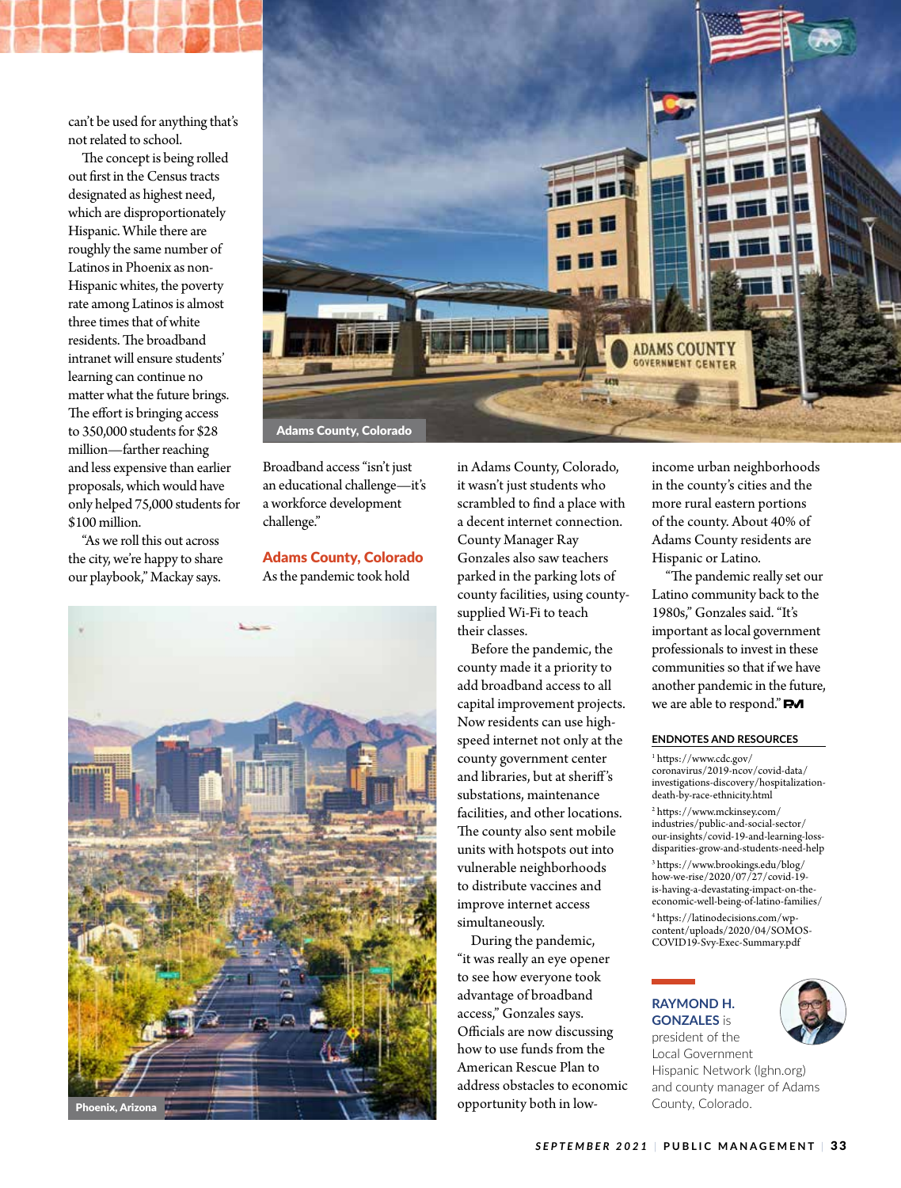can't be used for anything that's not related to school.

The concept is being rolled out first in the Census tracts designated as highest need, which are disproportionately Hispanic. While there are roughly the same number of Latinos in Phoenix as non-Hispanic whites, the poverty rate among Latinos is almost three times that of white residents. The broadband intranet will ensure students' learning can continue no matter what the future brings. The effort is bringing access to 350,000 students for $28 million—farther reaching and less expensive than earlier proposals, which would have only helped 75,000 students for $100 million.

"As we roll this out across the city, we're happy to share our playbook," Mackay says.

Adams County, Colorado

Phoenix, Arizona

Broadband access "isn't just an educational challenge—it's a workforce development challenge."

## Adams County, Colorado

As the pandemic took hold in Adams County, Colorado, it wasn't just students who scrambled to find a place with a decent internet connection. County Manager Ray Gonzales also saw teachers parked in the parking lots of county facilities, using county-supplied Wi-Fi to teach their classes.

Before the pandemic, the county made it a priority to add broadband access to all capital improvement projects. Now residents can use high-speed internet not only at the county government center and libraries, but at sheriff's substations, maintenance facilities, and other locations. The county also sent mobile units with hotspots out into vulnerable neighborhoods to distribute vaccines and improve internet access simultaneously.

During the pandemic, "it was really an eye opener to see how everyone took advantage of broadband access," Gonzales says. Officials are now discussing how to use funds from the American Rescue Plan to address obstacles to economic opportunity both in low-income urban neighborhoods in the county's cities and the more rural eastern portions of the county. About 40% of Adams County residents are Hispanic or Latino.

"The pandemic really set our Latino community back to the 1980s," Gonzales said. "It's important as local government professionals to invest in these communities so that if we have another pandemic in the future, we are able to respond." PM

### ENDNOTES AND RESOURCES

[1] https://www.cdc.gov/coronavirus/2019-ncov/covid-data/investigations-discovery/hospitalization-death-by-race-ethnicity.html

[2] https://www.mckinsey.com/industries/public-and-social-sector/our-insights/covid-19-and-learning-loss-disparities-grow-and-students-need-help

[3] https://www.brookings.edu/blog/how-we-rise/2020/07/27/covid-19-is-having-a-devastating-impact-on-the-economic-well-being-of-latino-families/

[4] https://latinodecisions.com/wp-content/uploads/2020/04/SOMOS-COVID19-Svy-Exec-Summary.pdf

**RAYMOND H. GONZALES** is president of the Local Government Hispanic Network (lghn.org) and county manager of Adams County, Colorado.